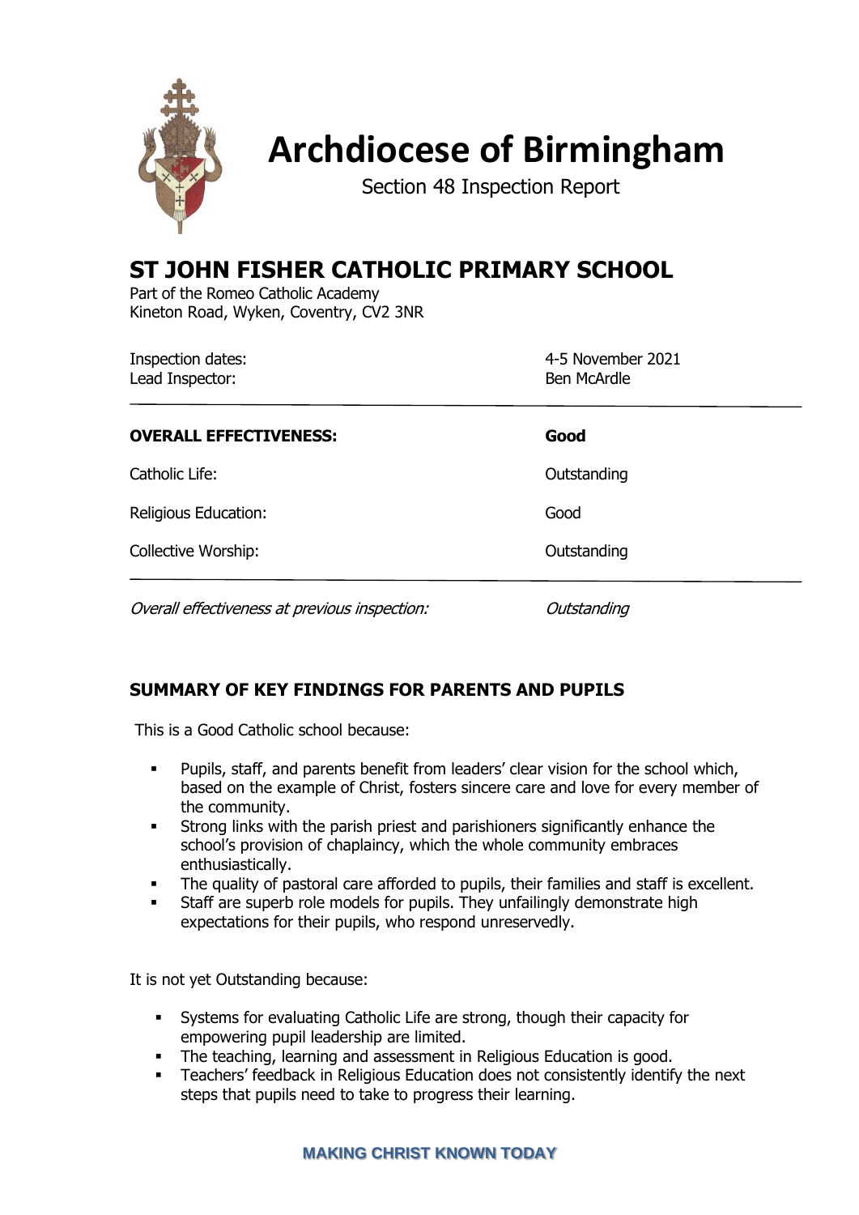# Archdiocese of Birmingham

Section 48 Inspection Report

## ST JOHN FISHER CATHOLIC PRIMARY SCHOOL

Part of the Romeo Catholic Academy
Kineton Road, Wyken, Coventry, CV2 3NR

| | |
|---|---|
| Inspection dates: | 4-5 November 2021 |
| Lead Inspector: | Ben McArdle |

| | |
|---|---|
| **OVERALL EFFECTIVENESS:** | **Good** |
| Catholic Life: | Outstanding |
| Religious Education: | Good |
| Collective Worship: | Outstanding |

| | |
|---|---|
| *Overall effectiveness at previous inspection:* | *Outstanding* |

## SUMMARY OF KEY FINDINGS FOR PARENTS AND PUPILS

This is a Good Catholic school because:

- Pupils, staff, and parents benefit from leaders' clear vision for the school which, based on the example of Christ, fosters sincere care and love for every member of the community.
- Strong links with the parish priest and parishioners significantly enhance the school's provision of chaplaincy, which the whole community embraces enthusiastically.
- The quality of pastoral care afforded to pupils, their families and staff is excellent.
- Staff are superb role models for pupils. They unfailingly demonstrate high expectations for their pupils, who respond unreservedly.

It is not yet Outstanding because:

- Systems for evaluating Catholic Life are strong, though their capacity for empowering pupil leadership are limited.
- The teaching, learning and assessment in Religious Education is good.
- Teachers' feedback in Religious Education does not consistently identify the next steps that pupils need to take to progress their learning.

MAKING CHRIST KNOWN TODAY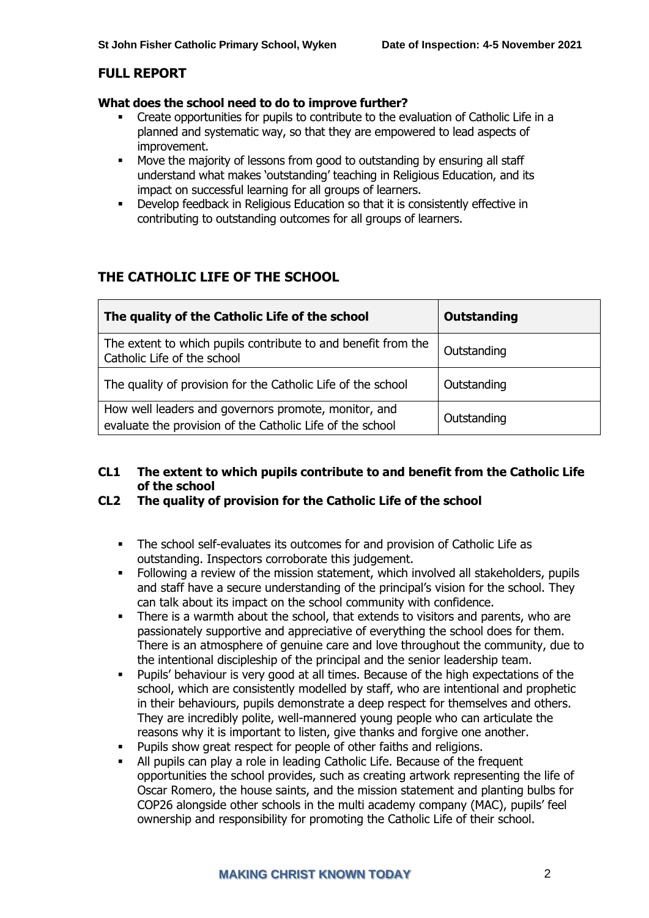## FULL REPORT

### What does the school need to do to improve further?

- Create opportunities for pupils to contribute to the evaluation of Catholic Life in a planned and systematic way, so that they are empowered to lead aspects of improvement.
- Move the majority of lessons from good to outstanding by ensuring all staff understand what makes 'outstanding' teaching in Religious Education, and its impact on successful learning for all groups of learners.
- Develop feedback in Religious Education so that it is consistently effective in contributing to outstanding outcomes for all groups of learners.

## THE CATHOLIC LIFE OF THE SCHOOL

| **The quality of the Catholic Life of the school** | **Outstanding** |
|---|---|
| The extent to which pupils contribute to and benefit from the Catholic Life of the school | Outstanding |
| The quality of provision for the Catholic Life of the school | Outstanding |
| How well leaders and governors promote, monitor, and evaluate the provision of the Catholic Life of the school | Outstanding |

### CL1 The extent to which pupils contribute to and benefit from the Catholic Life of the school
### CL2 The quality of provision for the Catholic Life of the school

- The school self-evaluates its outcomes for and provision of Catholic Life as outstanding. Inspectors corroborate this judgement.
- Following a review of the mission statement, which involved all stakeholders, pupils and staff have a secure understanding of the principal's vision for the school. They can talk about its impact on the school community with confidence.
- There is a warmth about the school, that extends to visitors and parents, who are passionately supportive and appreciative of everything the school does for them. There is an atmosphere of genuine care and love throughout the community, due to the intentional discipleship of the principal and the senior leadership team.
- Pupils' behaviour is very good at all times. Because of the high expectations of the school, which are consistently modelled by staff, who are intentional and prophetic in their behaviours, pupils demonstrate a deep respect for themselves and others. They are incredibly polite, well-mannered young people who can articulate the reasons why it is important to listen, give thanks and forgive one another.
- Pupils show great respect for people of other faiths and religions.
- All pupils can play a role in leading Catholic Life. Because of the frequent opportunities the school provides, such as creating artwork representing the life of Oscar Romero, the house saints, and the mission statement and planting bulbs for COP26 alongside other schools in the multi academy company (MAC), pupils' feel ownership and responsibility for promoting the Catholic Life of their school.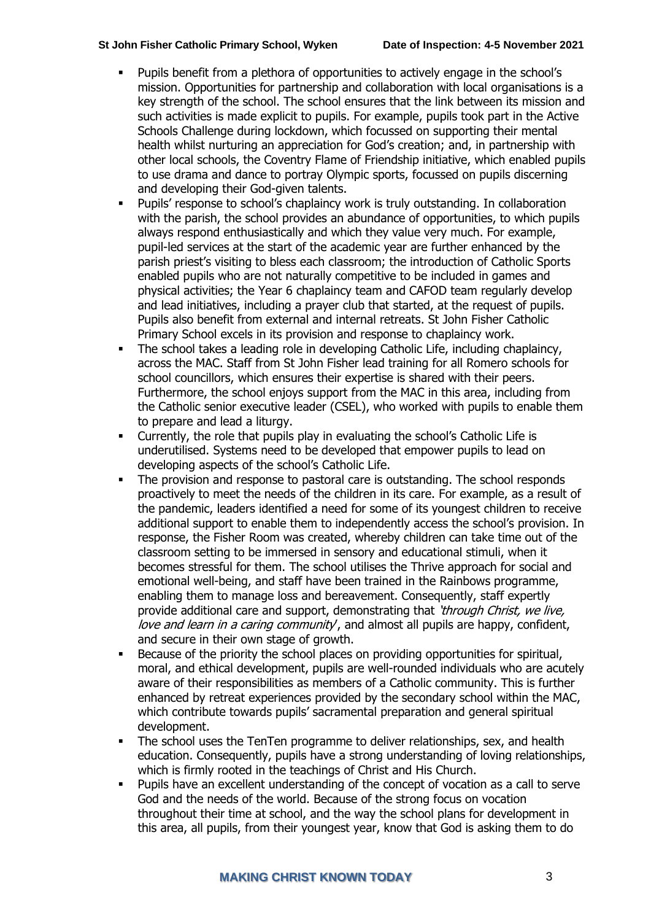- Pupils benefit from a plethora of opportunities to actively engage in the school's mission. Opportunities for partnership and collaboration with local organisations is a key strength of the school. The school ensures that the link between its mission and such activities is made explicit to pupils. For example, pupils took part in the Active Schools Challenge during lockdown, which focussed on supporting their mental health whilst nurturing an appreciation for God's creation; and, in partnership with other local schools, the Coventry Flame of Friendship initiative, which enabled pupils to use drama and dance to portray Olympic sports, focussed on pupils discerning and developing their God-given talents.
- Pupils' response to school's chaplaincy work is truly outstanding. In collaboration with the parish, the school provides an abundance of opportunities, to which pupils always respond enthusiastically and which they value very much. For example, pupil-led services at the start of the academic year are further enhanced by the parish priest's visiting to bless each classroom; the introduction of Catholic Sports enabled pupils who are not naturally competitive to be included in games and physical activities; the Year 6 chaplaincy team and CAFOD team regularly develop and lead initiatives, including a prayer club that started, at the request of pupils. Pupils also benefit from external and internal retreats. St John Fisher Catholic Primary School excels in its provision and response to chaplaincy work.
- The school takes a leading role in developing Catholic Life, including chaplaincy, across the MAC. Staff from St John Fisher lead training for all Romero schools for school councillors, which ensures their expertise is shared with their peers. Furthermore, the school enjoys support from the MAC in this area, including from the Catholic senior executive leader (CSEL), who worked with pupils to enable them to prepare and lead a liturgy.
- Currently, the role that pupils play in evaluating the school's Catholic Life is underutilised. Systems need to be developed that empower pupils to lead on developing aspects of the school's Catholic Life.
- The provision and response to pastoral care is outstanding. The school responds proactively to meet the needs of the children in its care. For example, as a result of the pandemic, leaders identified a need for some of its youngest children to receive additional support to enable them to independently access the school's provision. In response, the Fisher Room was created, whereby children can take time out of the classroom setting to be immersed in sensory and educational stimuli, when it becomes stressful for them. The school utilises the Thrive approach for social and emotional well-being, and staff have been trained in the Rainbows programme, enabling them to manage loss and bereavement. Consequently, staff expertly provide additional care and support, demonstrating that *'through Christ, we live, love and learn in a caring community'*, and almost all pupils are happy, confident, and secure in their own stage of growth.
- Because of the priority the school places on providing opportunities for spiritual, moral, and ethical development, pupils are well-rounded individuals who are acutely aware of their responsibilities as members of a Catholic community. This is further enhanced by retreat experiences provided by the secondary school within the MAC, which contribute towards pupils' sacramental preparation and general spiritual development.
- The school uses the TenTen programme to deliver relationships, sex, and health education. Consequently, pupils have a strong understanding of loving relationships, which is firmly rooted in the teachings of Christ and His Church.
- Pupils have an excellent understanding of the concept of vocation as a call to serve God and the needs of the world. Because of the strong focus on vocation throughout their time at school, and the way the school plans for development in this area, all pupils, from their youngest year, know that God is asking them to do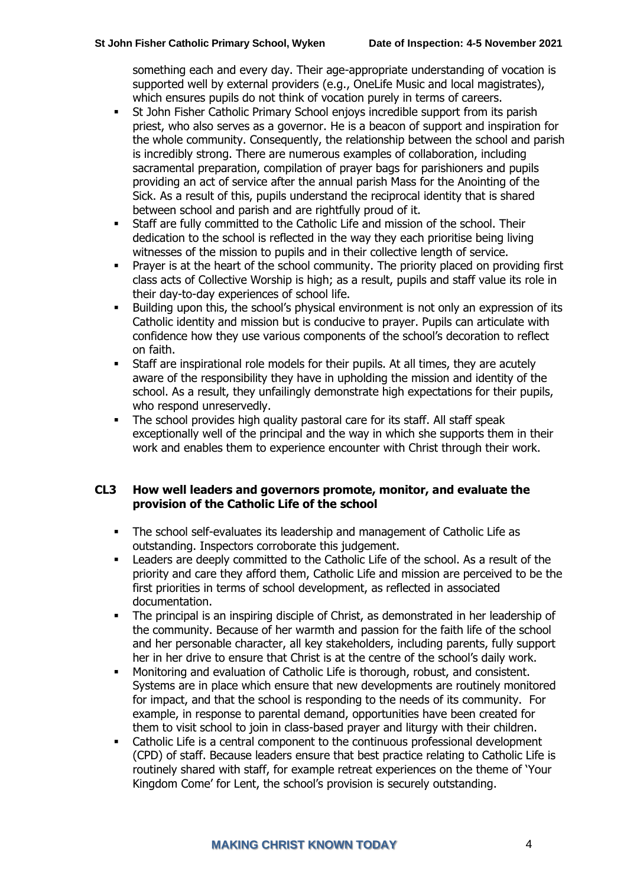something each and every day. Their age-appropriate understanding of vocation is supported well by external providers (e.g., OneLife Music and local magistrates), which ensures pupils do not think of vocation purely in terms of careers.

- St John Fisher Catholic Primary School enjoys incredible support from its parish priest, who also serves as a governor. He is a beacon of support and inspiration for the whole community. Consequently, the relationship between the school and parish is incredibly strong. There are numerous examples of collaboration, including sacramental preparation, compilation of prayer bags for parishioners and pupils providing an act of service after the annual parish Mass for the Anointing of the Sick. As a result of this, pupils understand the reciprocal identity that is shared between school and parish and are rightfully proud of it.
- Staff are fully committed to the Catholic Life and mission of the school. Their dedication to the school is reflected in the way they each prioritise being living witnesses of the mission to pupils and in their collective length of service.
- Prayer is at the heart of the school community. The priority placed on providing first class acts of Collective Worship is high; as a result, pupils and staff value its role in their day-to-day experiences of school life.
- Building upon this, the school's physical environment is not only an expression of its Catholic identity and mission but is conducive to prayer. Pupils can articulate with confidence how they use various components of the school's decoration to reflect on faith.
- Staff are inspirational role models for their pupils. At all times, they are acutely aware of the responsibility they have in upholding the mission and identity of the school. As a result, they unfailingly demonstrate high expectations for their pupils, who respond unreservedly.
- The school provides high quality pastoral care for its staff. All staff speak exceptionally well of the principal and the way in which she supports them in their work and enables them to experience encounter with Christ through their work.

## CL3 How well leaders and governors promote, monitor, and evaluate the provision of the Catholic Life of the school

- The school self-evaluates its leadership and management of Catholic Life as outstanding. Inspectors corroborate this judgement.
- Leaders are deeply committed to the Catholic Life of the school. As a result of the priority and care they afford them, Catholic Life and mission are perceived to be the first priorities in terms of school development, as reflected in associated documentation.
- The principal is an inspiring disciple of Christ, as demonstrated in her leadership of the community. Because of her warmth and passion for the faith life of the school and her personable character, all key stakeholders, including parents, fully support her in her drive to ensure that Christ is at the centre of the school's daily work.
- Monitoring and evaluation of Catholic Life is thorough, robust, and consistent. Systems are in place which ensure that new developments are routinely monitored for impact, and that the school is responding to the needs of its community. For example, in response to parental demand, opportunities have been created for them to visit school to join in class-based prayer and liturgy with their children.
- Catholic Life is a central component to the continuous professional development (CPD) of staff. Because leaders ensure that best practice relating to Catholic Life is routinely shared with staff, for example retreat experiences on the theme of 'Your Kingdom Come' for Lent, the school's provision is securely outstanding.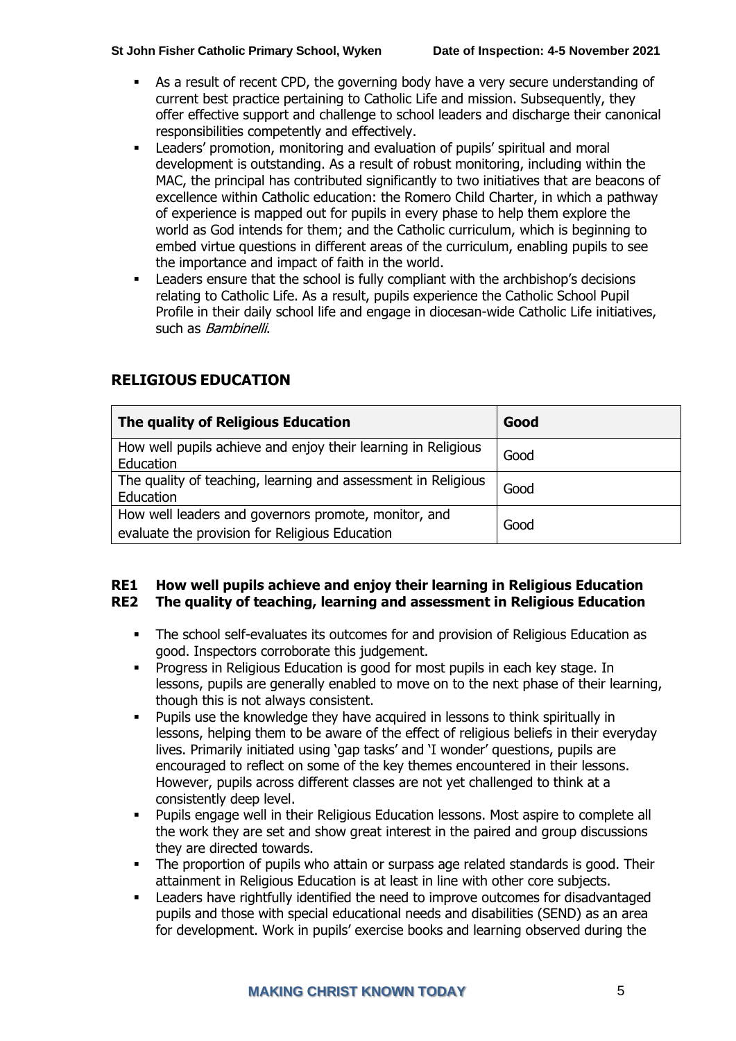- As a result of recent CPD, the governing body have a very secure understanding of current best practice pertaining to Catholic Life and mission. Subsequently, they offer effective support and challenge to school leaders and discharge their canonical responsibilities competently and effectively.
- Leaders' promotion, monitoring and evaluation of pupils' spiritual and moral development is outstanding. As a result of robust monitoring, including within the MAC, the principal has contributed significantly to two initiatives that are beacons of excellence within Catholic education: the Romero Child Charter, in which a pathway of experience is mapped out for pupils in every phase to help them explore the world as God intends for them; and the Catholic curriculum, which is beginning to embed virtue questions in different areas of the curriculum, enabling pupils to see the importance and impact of faith in the world.
- Leaders ensure that the school is fully compliant with the archbishop's decisions relating to Catholic Life. As a result, pupils experience the Catholic School Pupil Profile in their daily school life and engage in diocesan-wide Catholic Life initiatives, such as *Bambinelli*.

## RELIGIOUS EDUCATION

| The quality of Religious Education | Good |
|---|---|
| How well pupils achieve and enjoy their learning in Religious Education | Good |
| The quality of teaching, learning and assessment in Religious Education | Good |
| How well leaders and governors promote, monitor, and evaluate the provision for Religious Education | Good |

### RE1 How well pupils achieve and enjoy their learning in Religious Education
### RE2 The quality of teaching, learning and assessment in Religious Education

- The school self-evaluates its outcomes for and provision of Religious Education as good. Inspectors corroborate this judgement.
- Progress in Religious Education is good for most pupils in each key stage. In lessons, pupils are generally enabled to move on to the next phase of their learning, though this is not always consistent.
- Pupils use the knowledge they have acquired in lessons to think spiritually in lessons, helping them to be aware of the effect of religious beliefs in their everyday lives. Primarily initiated using 'gap tasks' and 'I wonder' questions, pupils are encouraged to reflect on some of the key themes encountered in their lessons. However, pupils across different classes are not yet challenged to think at a consistently deep level.
- Pupils engage well in their Religious Education lessons. Most aspire to complete all the work they are set and show great interest in the paired and group discussions they are directed towards.
- The proportion of pupils who attain or surpass age related standards is good. Their attainment in Religious Education is at least in line with other core subjects.
- Leaders have rightfully identified the need to improve outcomes for disadvantaged pupils and those with special educational needs and disabilities (SEND) as an area for development. Work in pupils' exercise books and learning observed during the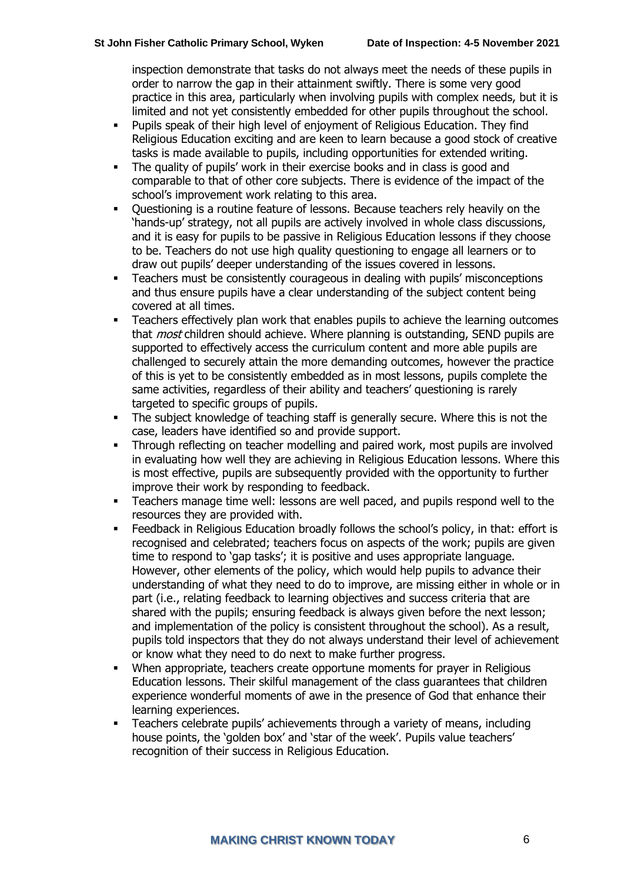inspection demonstrate that tasks do not always meet the needs of these pupils in order to narrow the gap in their attainment swiftly. There is some very good practice in this area, particularly when involving pupils with complex needs, but it is limited and not yet consistently embedded for other pupils throughout the school.

- Pupils speak of their high level of enjoyment of Religious Education. They find Religious Education exciting and are keen to learn because a good stock of creative tasks is made available to pupils, including opportunities for extended writing.
- The quality of pupils' work in their exercise books and in class is good and comparable to that of other core subjects. There is evidence of the impact of the school's improvement work relating to this area.
- Questioning is a routine feature of lessons. Because teachers rely heavily on the 'hands-up' strategy, not all pupils are actively involved in whole class discussions, and it is easy for pupils to be passive in Religious Education lessons if they choose to be. Teachers do not use high quality questioning to engage all learners or to draw out pupils' deeper understanding of the issues covered in lessons.
- Teachers must be consistently courageous in dealing with pupils' misconceptions and thus ensure pupils have a clear understanding of the subject content being covered at all times.
- Teachers effectively plan work that enables pupils to achieve the learning outcomes that *most* children should achieve. Where planning is outstanding, SEND pupils are supported to effectively access the curriculum content and more able pupils are challenged to securely attain the more demanding outcomes, however the practice of this is yet to be consistently embedded as in most lessons, pupils complete the same activities, regardless of their ability and teachers' questioning is rarely targeted to specific groups of pupils.
- The subject knowledge of teaching staff is generally secure. Where this is not the case, leaders have identified so and provide support.
- Through reflecting on teacher modelling and paired work, most pupils are involved in evaluating how well they are achieving in Religious Education lessons. Where this is most effective, pupils are subsequently provided with the opportunity to further improve their work by responding to feedback.
- Teachers manage time well: lessons are well paced, and pupils respond well to the resources they are provided with.
- Feedback in Religious Education broadly follows the school's policy, in that: effort is recognised and celebrated; teachers focus on aspects of the work; pupils are given time to respond to 'gap tasks'; it is positive and uses appropriate language. However, other elements of the policy, which would help pupils to advance their understanding of what they need to do to improve, are missing either in whole or in part (i.e., relating feedback to learning objectives and success criteria that are shared with the pupils; ensuring feedback is always given before the next lesson; and implementation of the policy is consistent throughout the school). As a result, pupils told inspectors that they do not always understand their level of achievement or know what they need to do next to make further progress.
- When appropriate, teachers create opportune moments for prayer in Religious Education lessons. Their skilful management of the class guarantees that children experience wonderful moments of awe in the presence of God that enhance their learning experiences.
- Teachers celebrate pupils' achievements through a variety of means, including house points, the 'golden box' and 'star of the week'. Pupils value teachers' recognition of their success in Religious Education.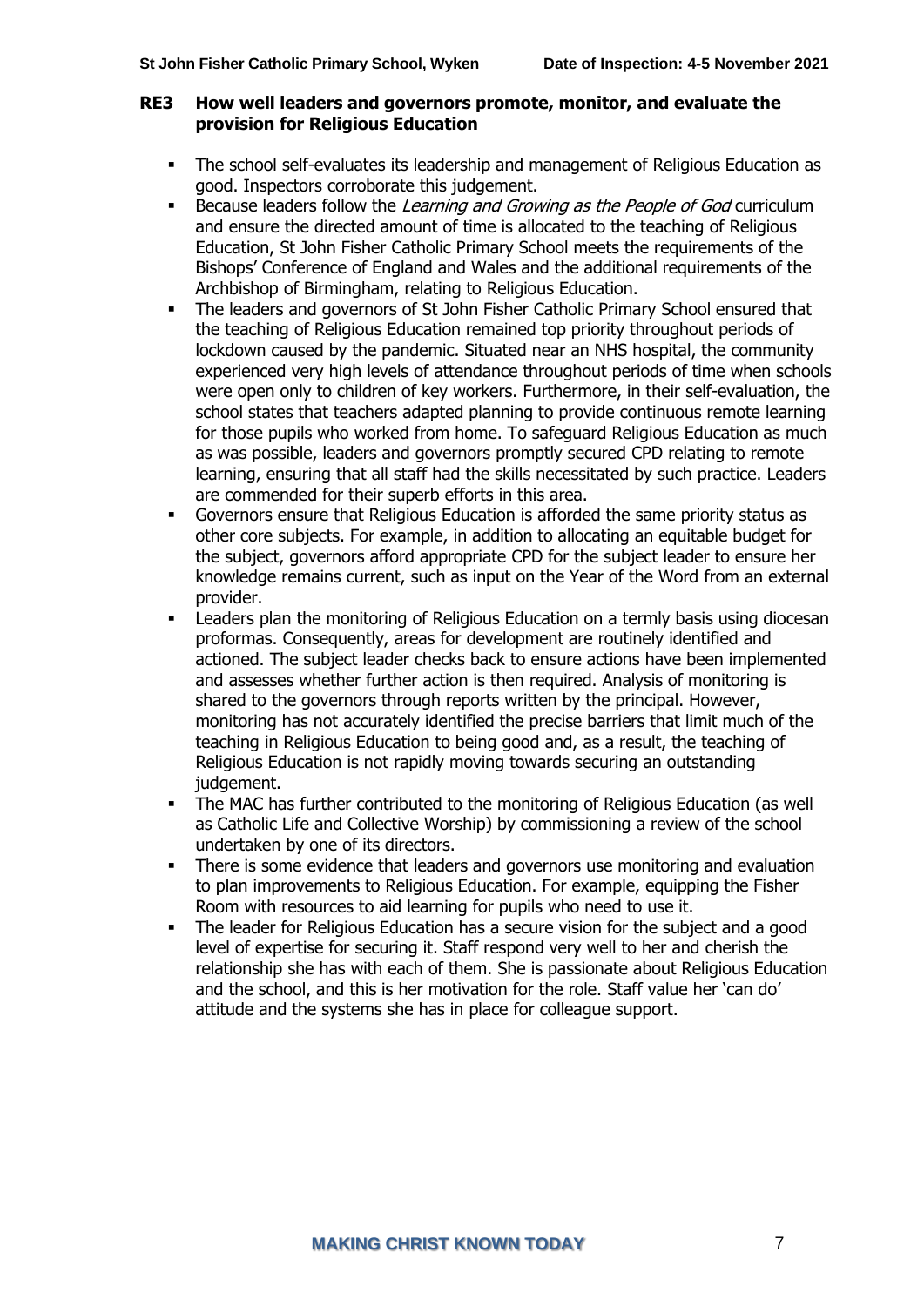## RE3 How well leaders and governors promote, monitor, and evaluate the provision for Religious Education

- The school self-evaluates its leadership and management of Religious Education as good. Inspectors corroborate this judgement.
- Because leaders follow the *Learning and Growing as the People of God* curriculum and ensure the directed amount of time is allocated to the teaching of Religious Education, St John Fisher Catholic Primary School meets the requirements of the Bishops' Conference of England and Wales and the additional requirements of the Archbishop of Birmingham, relating to Religious Education.
- The leaders and governors of St John Fisher Catholic Primary School ensured that the teaching of Religious Education remained top priority throughout periods of lockdown caused by the pandemic. Situated near an NHS hospital, the community experienced very high levels of attendance throughout periods of time when schools were open only to children of key workers. Furthermore, in their self-evaluation, the school states that teachers adapted planning to provide continuous remote learning for those pupils who worked from home. To safeguard Religious Education as much as was possible, leaders and governors promptly secured CPD relating to remote learning, ensuring that all staff had the skills necessitated by such practice. Leaders are commended for their superb efforts in this area.
- Governors ensure that Religious Education is afforded the same priority status as other core subjects. For example, in addition to allocating an equitable budget for the subject, governors afford appropriate CPD for the subject leader to ensure her knowledge remains current, such as input on the Year of the Word from an external provider.
- Leaders plan the monitoring of Religious Education on a termly basis using diocesan proformas. Consequently, areas for development are routinely identified and actioned. The subject leader checks back to ensure actions have been implemented and assesses whether further action is then required. Analysis of monitoring is shared to the governors through reports written by the principal. However, monitoring has not accurately identified the precise barriers that limit much of the teaching in Religious Education to being good and, as a result, the teaching of Religious Education is not rapidly moving towards securing an outstanding judgement.
- The MAC has further contributed to the monitoring of Religious Education (as well as Catholic Life and Collective Worship) by commissioning a review of the school undertaken by one of its directors.
- There is some evidence that leaders and governors use monitoring and evaluation to plan improvements to Religious Education. For example, equipping the Fisher Room with resources to aid learning for pupils who need to use it.
- The leader for Religious Education has a secure vision for the subject and a good level of expertise for securing it. Staff respond very well to her and cherish the relationship she has with each of them. She is passionate about Religious Education and the school, and this is her motivation for the role. Staff value her 'can do' attitude and the systems she has in place for colleague support.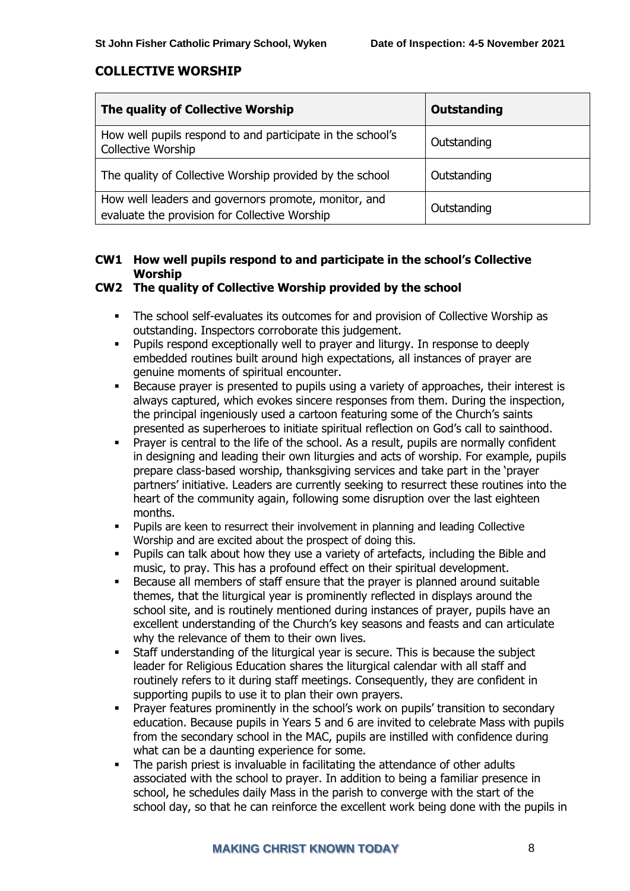## COLLECTIVE WORSHIP

| The quality of Collective Worship | Outstanding |
| --- | --- |
| How well pupils respond to and participate in the school's Collective Worship | Outstanding |
| The quality of Collective Worship provided by the school | Outstanding |
| How well leaders and governors promote, monitor, and evaluate the provision for Collective Worship | Outstanding |

### CW1 How well pupils respond to and participate in the school's Collective Worship

### CW2 The quality of Collective Worship provided by the school

- The school self-evaluates its outcomes for and provision of Collective Worship as outstanding. Inspectors corroborate this judgement.
- Pupils respond exceptionally well to prayer and liturgy. In response to deeply embedded routines built around high expectations, all instances of prayer are genuine moments of spiritual encounter.
- Because prayer is presented to pupils using a variety of approaches, their interest is always captured, which evokes sincere responses from them. During the inspection, the principal ingeniously used a cartoon featuring some of the Church's saints presented as superheroes to initiate spiritual reflection on God's call to sainthood.
- Prayer is central to the life of the school. As a result, pupils are normally confident in designing and leading their own liturgies and acts of worship. For example, pupils prepare class-based worship, thanksgiving services and take part in the 'prayer partners' initiative. Leaders are currently seeking to resurrect these routines into the heart of the community again, following some disruption over the last eighteen months.
- Pupils are keen to resurrect their involvement in planning and leading Collective Worship and are excited about the prospect of doing this.
- Pupils can talk about how they use a variety of artefacts, including the Bible and music, to pray. This has a profound effect on their spiritual development.
- Because all members of staff ensure that the prayer is planned around suitable themes, that the liturgical year is prominently reflected in displays around the school site, and is routinely mentioned during instances of prayer, pupils have an excellent understanding of the Church's key seasons and feasts and can articulate why the relevance of them to their own lives.
- Staff understanding of the liturgical year is secure. This is because the subject leader for Religious Education shares the liturgical calendar with all staff and routinely refers to it during staff meetings. Consequently, they are confident in supporting pupils to use it to plan their own prayers.
- Prayer features prominently in the school's work on pupils' transition to secondary education. Because pupils in Years 5 and 6 are invited to celebrate Mass with pupils from the secondary school in the MAC, pupils are instilled with confidence during what can be a daunting experience for some.
- The parish priest is invaluable in facilitating the attendance of other adults associated with the school to prayer. In addition to being a familiar presence in school, he schedules daily Mass in the parish to converge with the start of the school day, so that he can reinforce the excellent work being done with the pupils in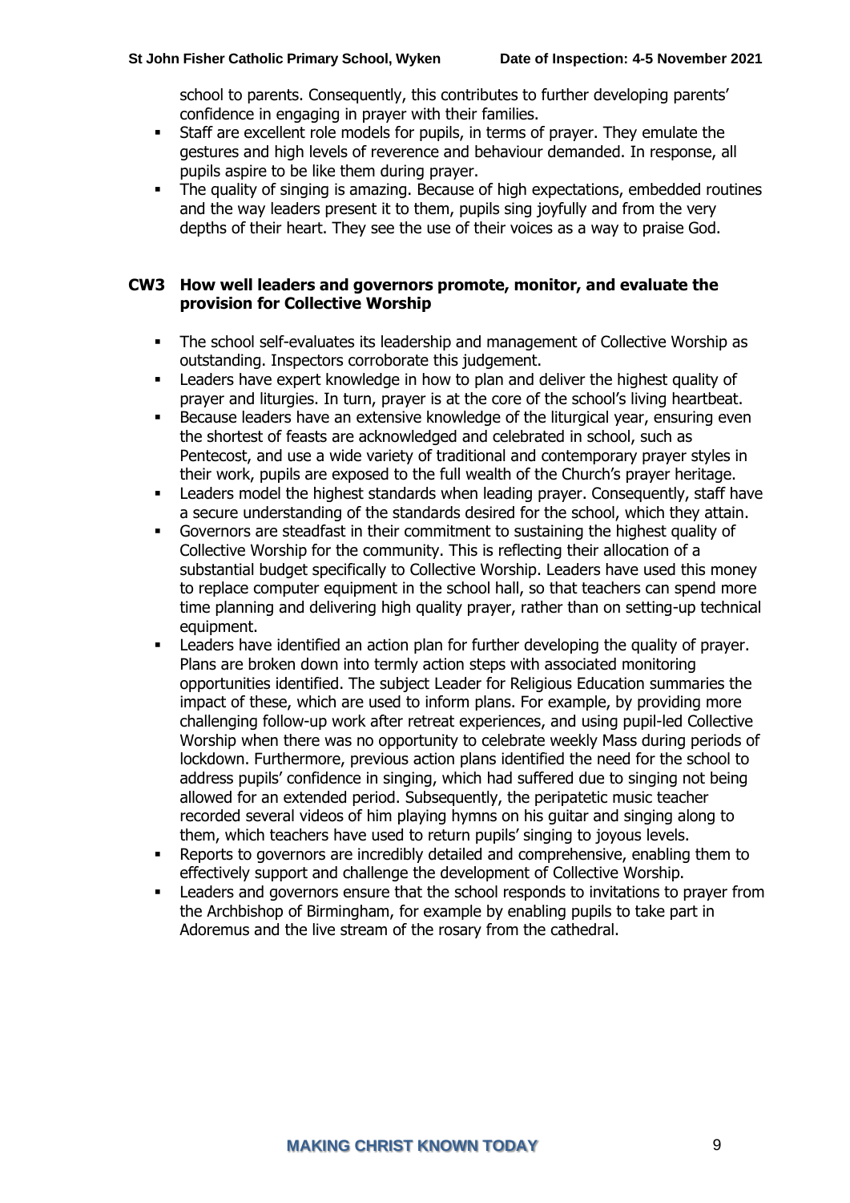school to parents. Consequently, this contributes to further developing parents' confidence in engaging in prayer with their families.

- Staff are excellent role models for pupils, in terms of prayer. They emulate the gestures and high levels of reverence and behaviour demanded. In response, all pupils aspire to be like them during prayer.
- The quality of singing is amazing. Because of high expectations, embedded routines and the way leaders present it to them, pupils sing joyfully and from the very depths of their heart. They see the use of their voices as a way to praise God.

## CW3 How well leaders and governors promote, monitor, and evaluate the provision for Collective Worship

- The school self-evaluates its leadership and management of Collective Worship as outstanding. Inspectors corroborate this judgement.
- Leaders have expert knowledge in how to plan and deliver the highest quality of prayer and liturgies. In turn, prayer is at the core of the school's living heartbeat.
- Because leaders have an extensive knowledge of the liturgical year, ensuring even the shortest of feasts are acknowledged and celebrated in school, such as Pentecost, and use a wide variety of traditional and contemporary prayer styles in their work, pupils are exposed to the full wealth of the Church's prayer heritage.
- Leaders model the highest standards when leading prayer. Consequently, staff have a secure understanding of the standards desired for the school, which they attain.
- Governors are steadfast in their commitment to sustaining the highest quality of Collective Worship for the community. This is reflecting their allocation of a substantial budget specifically to Collective Worship. Leaders have used this money to replace computer equipment in the school hall, so that teachers can spend more time planning and delivering high quality prayer, rather than on setting-up technical equipment.
- Leaders have identified an action plan for further developing the quality of prayer. Plans are broken down into termly action steps with associated monitoring opportunities identified. The subject Leader for Religious Education summaries the impact of these, which are used to inform plans. For example, by providing more challenging follow-up work after retreat experiences, and using pupil-led Collective Worship when there was no opportunity to celebrate weekly Mass during periods of lockdown. Furthermore, previous action plans identified the need for the school to address pupils' confidence in singing, which had suffered due to singing not being allowed for an extended period. Subsequently, the peripatetic music teacher recorded several videos of him playing hymns on his guitar and singing along to them, which teachers have used to return pupils' singing to joyous levels.
- Reports to governors are incredibly detailed and comprehensive, enabling them to effectively support and challenge the development of Collective Worship.
- Leaders and governors ensure that the school responds to invitations to prayer from the Archbishop of Birmingham, for example by enabling pupils to take part in Adoremus and the live stream of the rosary from the cathedral.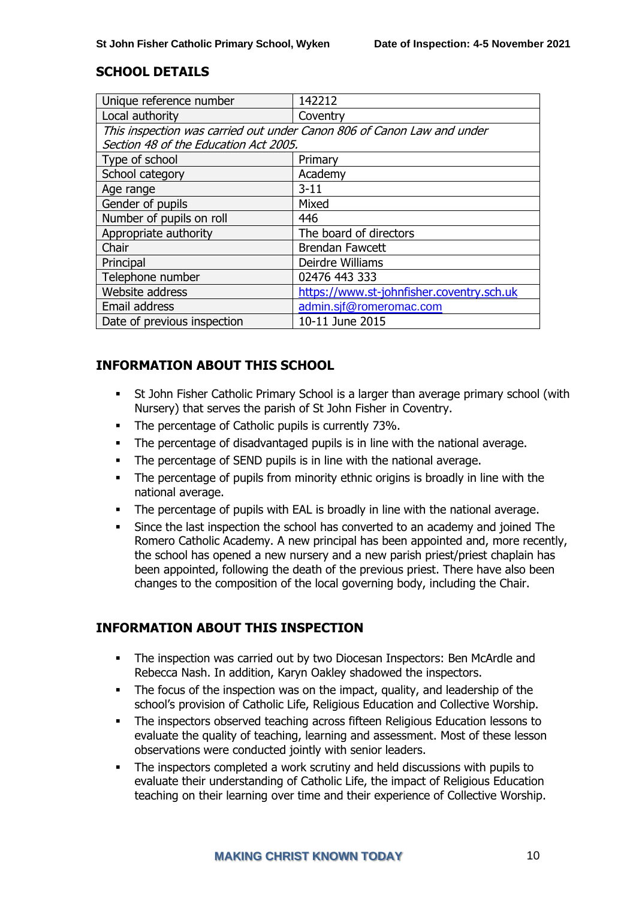## SCHOOL DETAILS

| Unique reference number | 142212 |
|---|---|
| Local authority | Coventry |
| *This inspection was carried out under Canon 806 of Canon Law and under Section 48 of the Education Act 2005.* | |
| Type of school | Primary |
| School category | Academy |
| Age range | 3-11 |
| Gender of pupils | Mixed |
| Number of pupils on roll | 446 |
| Appropriate authority | The board of directors |
| Chair | Brendan Fawcett |
| Principal | Deirdre Williams |
| Telephone number | 02476 443 333 |
| Website address | https://www.st-johnfisher.coventry.sch.uk |
| Email address | admin.sjf@romeromac.com |
| Date of previous inspection | 10-11 June 2015 |

## INFORMATION ABOUT THIS SCHOOL

- St John Fisher Catholic Primary School is a larger than average primary school (with Nursery) that serves the parish of St John Fisher in Coventry.
- The percentage of Catholic pupils is currently 73%.
- The percentage of disadvantaged pupils is in line with the national average.
- The percentage of SEND pupils is in line with the national average.
- The percentage of pupils from minority ethnic origins is broadly in line with the national average.
- The percentage of pupils with EAL is broadly in line with the national average.
- Since the last inspection the school has converted to an academy and joined The Romero Catholic Academy. A new principal has been appointed and, more recently, the school has opened a new nursery and a new parish priest/priest chaplain has been appointed, following the death of the previous priest. There have also been changes to the composition of the local governing body, including the Chair.

## INFORMATION ABOUT THIS INSPECTION

- The inspection was carried out by two Diocesan Inspectors: Ben McArdle and Rebecca Nash. In addition, Karyn Oakley shadowed the inspectors.
- The focus of the inspection was on the impact, quality, and leadership of the school's provision of Catholic Life, Religious Education and Collective Worship.
- The inspectors observed teaching across fifteen Religious Education lessons to evaluate the quality of teaching, learning and assessment. Most of these lesson observations were conducted jointly with senior leaders.
- The inspectors completed a work scrutiny and held discussions with pupils to evaluate their understanding of Catholic Life, the impact of Religious Education teaching on their learning over time and their experience of Collective Worship.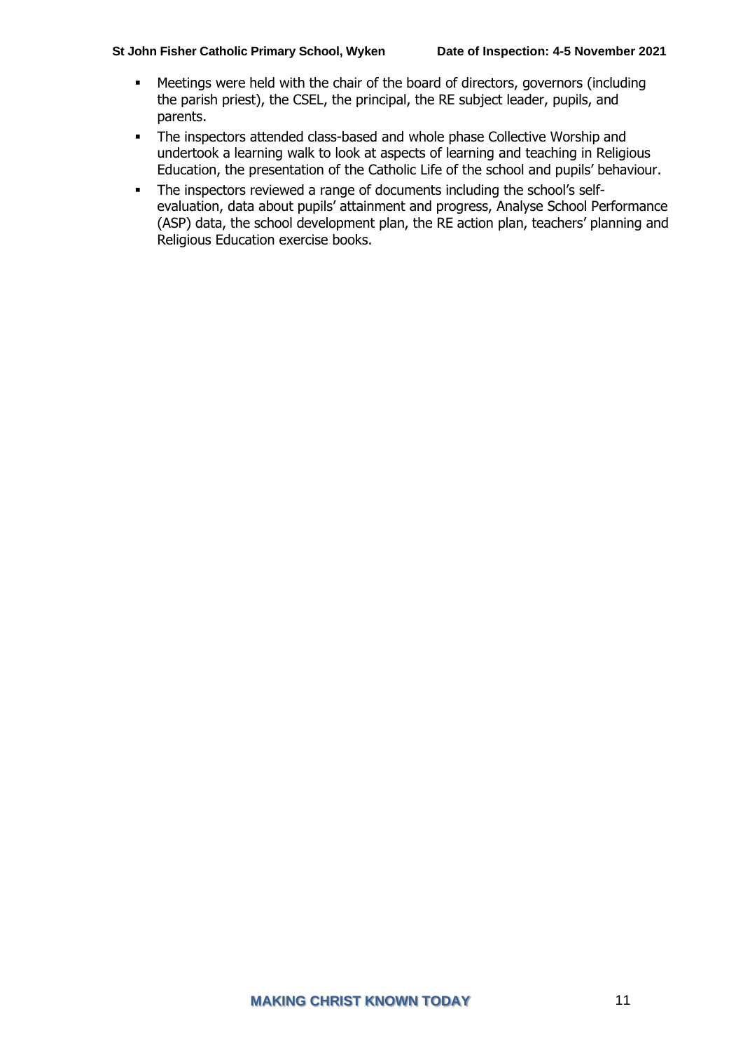- Meetings were held with the chair of the board of directors, governors (including the parish priest), the CSEL, the principal, the RE subject leader, pupils, and parents.
- The inspectors attended class-based and whole phase Collective Worship and undertook a learning walk to look at aspects of learning and teaching in Religious Education, the presentation of the Catholic Life of the school and pupils' behaviour.
- The inspectors reviewed a range of documents including the school's self-evaluation, data about pupils' attainment and progress, Analyse School Performance (ASP) data, the school development plan, the RE action plan, teachers' planning and Religious Education exercise books.